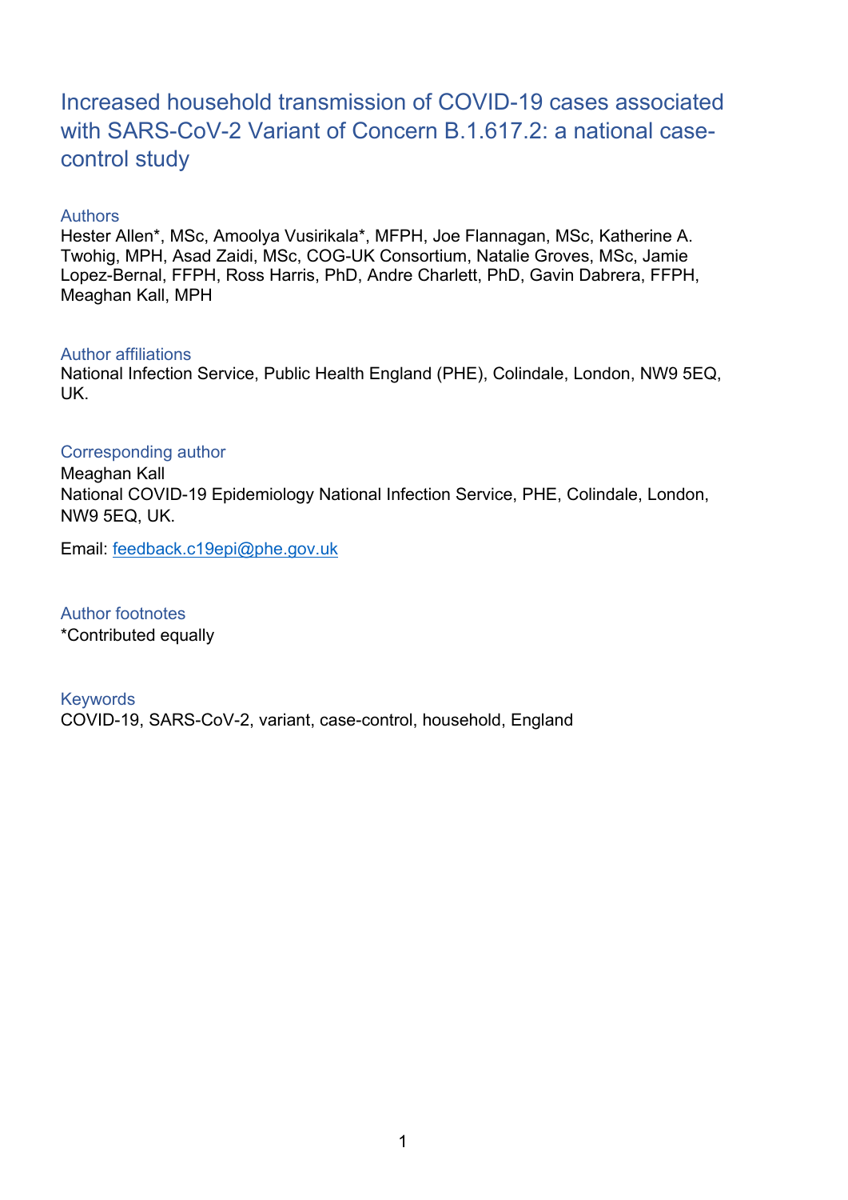# Increased household transmission of COVID-19 cases associated with SARS-CoV-2 Variant of Concern B.1.617.2: a national case-control study

## Authors

Hester Allen*, MSc, Amoolya Vusirikala*, MFPH, Joe Flannagan, MSc, Katherine A. Twohig, MPH, Asad Zaidi, MSc, COG-UK Consortium, Natalie Groves, MSc, Jamie Lopez-Bernal, FFPH, Ross Harris, PhD, Andre Charlett, PhD, Gavin Dabrera, FFPH, Meaghan Kall, MPH

## Author affiliations

National Infection Service, Public Health England (PHE), Colindale, London, NW9 5EQ, UK.

## Corresponding author

Meaghan Kall
National COVID-19 Epidemiology National Infection Service, PHE, Colindale, London, NW9 5EQ, UK.

Email: feedback.c19epi@phe.gov.uk

## Author footnotes

*Contributed equally

## Keywords

COVID-19, SARS-CoV-2, variant, case-control, household, England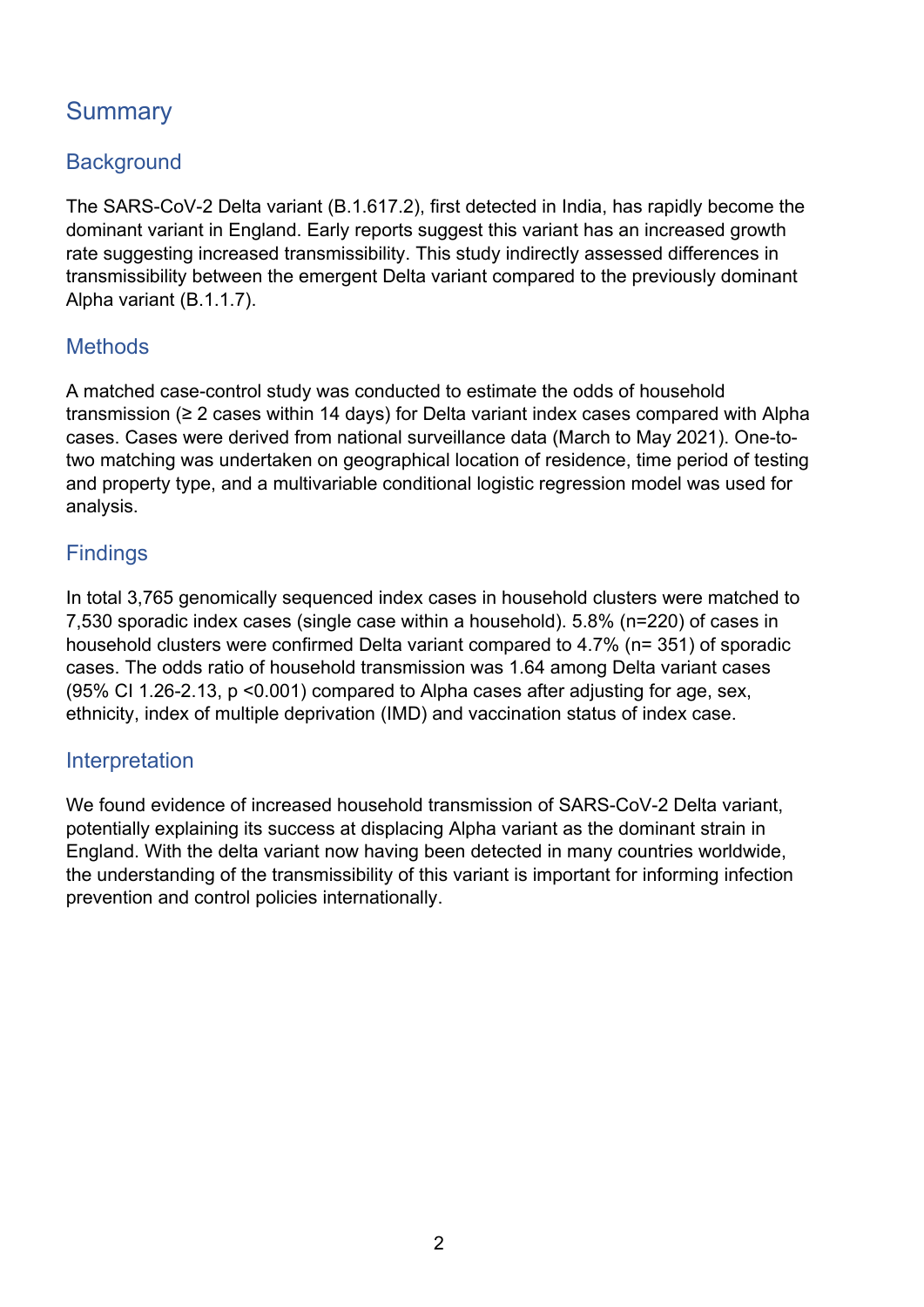# Summary

## Background

The SARS-CoV-2 Delta variant (B.1.617.2), first detected in India, has rapidly become the dominant variant in England. Early reports suggest this variant has an increased growth rate suggesting increased transmissibility. This study indirectly assessed differences in transmissibility between the emergent Delta variant compared to the previously dominant Alpha variant (B.1.1.7).

## Methods

A matched case-control study was conducted to estimate the odds of household transmission (≥ 2 cases within 14 days) for Delta variant index cases compared with Alpha cases. Cases were derived from national surveillance data (March to May 2021). One-to-two matching was undertaken on geographical location of residence, time period of testing and property type, and a multivariable conditional logistic regression model was used for analysis.

## Findings

In total 3,765 genomically sequenced index cases in household clusters were matched to 7,530 sporadic index cases (single case within a household). 5.8% (n=220) of cases in household clusters were confirmed Delta variant compared to 4.7% (n= 351) of sporadic cases. The odds ratio of household transmission was 1.64 among Delta variant cases (95% CI 1.26-2.13, $p < 0.001$) compared to Alpha cases after adjusting for age, sex, ethnicity, index of multiple deprivation (IMD) and vaccination status of index case.

## Interpretation

We found evidence of increased household transmission of SARS-CoV-2 Delta variant, potentially explaining its success at displacing Alpha variant as the dominant strain in England. With the delta variant now having been detected in many countries worldwide, the understanding of the transmissibility of this variant is important for informing infection prevention and control policies internationally.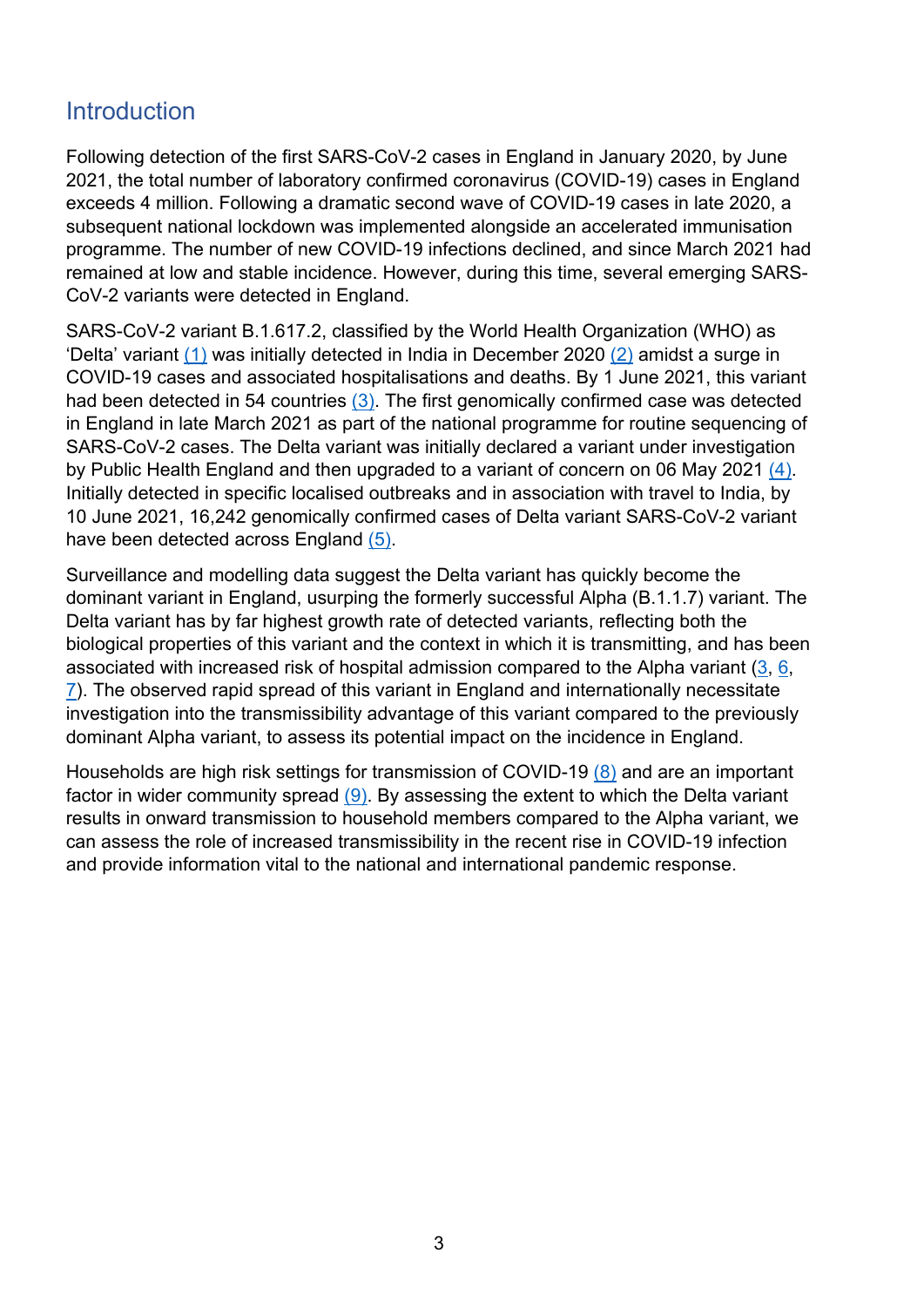## Introduction

Following detection of the first SARS-CoV-2 cases in England in January 2020, by June 2021, the total number of laboratory confirmed coronavirus (COVID-19) cases in England exceeds 4 million. Following a dramatic second wave of COVID-19 cases in late 2020, a subsequent national lockdown was implemented alongside an accelerated immunisation programme. The number of new COVID-19 infections declined, and since March 2021 had remained at low and stable incidence. However, during this time, several emerging SARS-CoV-2 variants were detected in England.

SARS-CoV-2 variant B.1.617.2, classified by the World Health Organization (WHO) as 'Delta' variant (1) was initially detected in India in December 2020 (2) amidst a surge in COVID-19 cases and associated hospitalisations and deaths. By 1 June 2021, this variant had been detected in 54 countries (3). The first genomically confirmed case was detected in England in late March 2021 as part of the national programme for routine sequencing of SARS-CoV-2 cases. The Delta variant was initially declared a variant under investigation by Public Health England and then upgraded to a variant of concern on 06 May 2021 (4). Initially detected in specific localised outbreaks and in association with travel to India, by 10 June 2021, 16,242 genomically confirmed cases of Delta variant SARS-CoV-2 variant have been detected across England (5).

Surveillance and modelling data suggest the Delta variant has quickly become the dominant variant in England, usurping the formerly successful Alpha (B.1.1.7) variant. The Delta variant has by far highest growth rate of detected variants, reflecting both the biological properties of this variant and the context in which it is transmitting, and has been associated with increased risk of hospital admission compared to the Alpha variant (3, 6, 7). The observed rapid spread of this variant in England and internationally necessitate investigation into the transmissibility advantage of this variant compared to the previously dominant Alpha variant, to assess its potential impact on the incidence in England.

Households are high risk settings for transmission of COVID-19 (8) and are an important factor in wider community spread (9). By assessing the extent to which the Delta variant results in onward transmission to household members compared to the Alpha variant, we can assess the role of increased transmissibility in the recent rise in COVID-19 infection and provide information vital to the national and international pandemic response.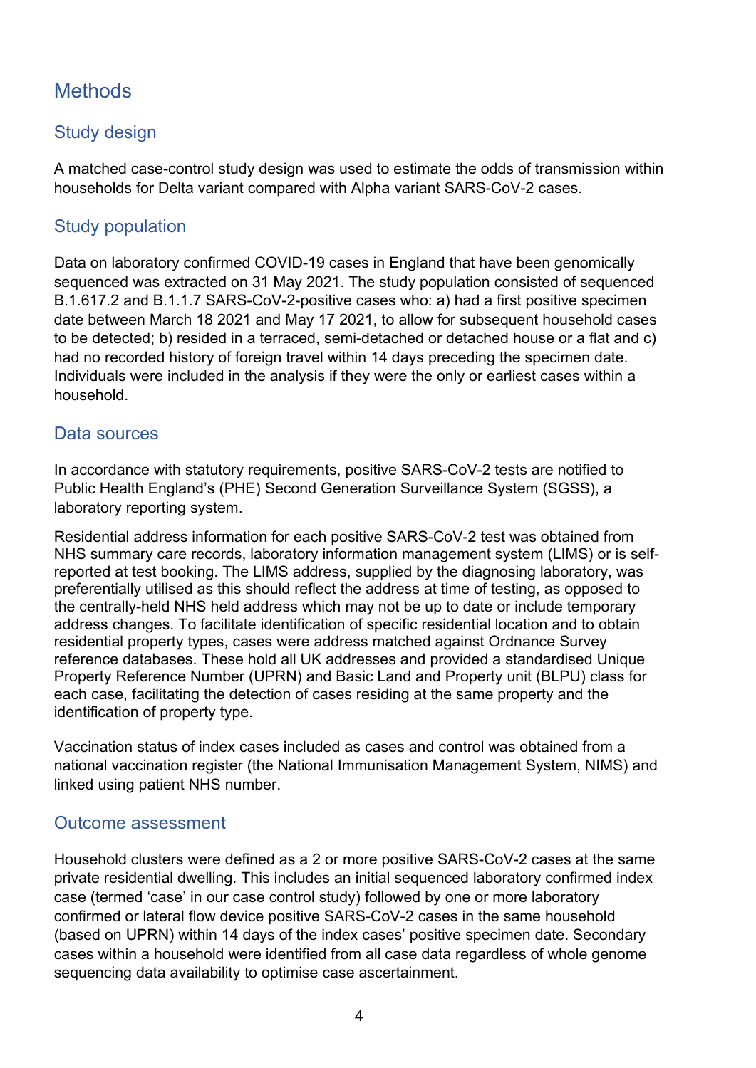# Methods

## Study design

A matched case-control study design was used to estimate the odds of transmission within households for Delta variant compared with Alpha variant SARS-CoV-2 cases.

## Study population

Data on laboratory confirmed COVID-19 cases in England that have been genomically sequenced was extracted on 31 May 2021. The study population consisted of sequenced B.1.617.2 and B.1.1.7 SARS-CoV-2-positive cases who: a) had a first positive specimen date between March 18 2021 and May 17 2021, to allow for subsequent household cases to be detected; b) resided in a terraced, semi-detached or detached house or a flat and c) had no recorded history of foreign travel within 14 days preceding the specimen date. Individuals were included in the analysis if they were the only or earliest cases within a household.

## Data sources

In accordance with statutory requirements, positive SARS-CoV-2 tests are notified to Public Health England's (PHE) Second Generation Surveillance System (SGSS), a laboratory reporting system.

Residential address information for each positive SARS-CoV-2 test was obtained from NHS summary care records, laboratory information management system (LIMS) or is self-reported at test booking. The LIMS address, supplied by the diagnosing laboratory, was preferentially utilised as this should reflect the address at time of testing, as opposed to the centrally-held NHS held address which may not be up to date or include temporary address changes. To facilitate identification of specific residential location and to obtain residential property types, cases were address matched against Ordnance Survey reference databases. These hold all UK addresses and provided a standardised Unique Property Reference Number (UPRN) and Basic Land and Property unit (BLPU) class for each case, facilitating the detection of cases residing at the same property and the identification of property type.

Vaccination status of index cases included as cases and control was obtained from a national vaccination register (the National Immunisation Management System, NIMS) and linked using patient NHS number.

## Outcome assessment

Household clusters were defined as a 2 or more positive SARS-CoV-2 cases at the same private residential dwelling. This includes an initial sequenced laboratory confirmed index case (termed 'case' in our case control study) followed by one or more laboratory confirmed or lateral flow device positive SARS-CoV-2 cases in the same household (based on UPRN) within 14 days of the index cases' positive specimen date. Secondary cases within a household were identified from all case data regardless of whole genome sequencing data availability to optimise case ascertainment.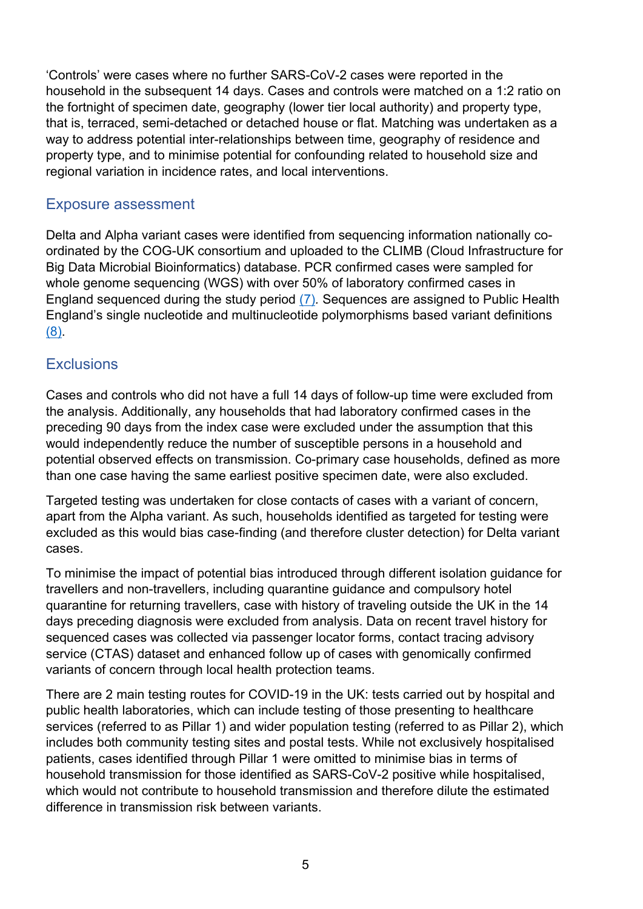‘Controls’ were cases where no further SARS-CoV-2 cases were reported in the household in the subsequent 14 days. Cases and controls were matched on a 1:2 ratio on the fortnight of specimen date, geography (lower tier local authority) and property type, that is, terraced, semi-detached or detached house or flat. Matching was undertaken as a way to address potential inter-relationships between time, geography of residence and property type, and to minimise potential for confounding related to household size and regional variation in incidence rates, and local interventions.

## Exposure assessment

Delta and Alpha variant cases were identified from sequencing information nationally co-ordinated by the COG-UK consortium and uploaded to the CLIMB (Cloud Infrastructure for Big Data Microbial Bioinformatics) database. PCR confirmed cases were sampled for whole genome sequencing (WGS) with over 50% of laboratory confirmed cases in England sequenced during the study period (7). Sequences are assigned to Public Health England’s single nucleotide and multinucleotide polymorphisms based variant definitions (8).

## Exclusions

Cases and controls who did not have a full 14 days of follow-up time were excluded from the analysis. Additionally, any households that had laboratory confirmed cases in the preceding 90 days from the index case were excluded under the assumption that this would independently reduce the number of susceptible persons in a household and potential observed effects on transmission. Co-primary case households, defined as more than one case having the same earliest positive specimen date, were also excluded.

Targeted testing was undertaken for close contacts of cases with a variant of concern, apart from the Alpha variant. As such, households identified as targeted for testing were excluded as this would bias case-finding (and therefore cluster detection) for Delta variant cases.

To minimise the impact of potential bias introduced through different isolation guidance for travellers and non-travellers, including quarantine guidance and compulsory hotel quarantine for returning travellers, case with history of traveling outside the UK in the 14 days preceding diagnosis were excluded from analysis. Data on recent travel history for sequenced cases was collected via passenger locator forms, contact tracing advisory service (CTAS) dataset and enhanced follow up of cases with genomically confirmed variants of concern through local health protection teams.

There are 2 main testing routes for COVID-19 in the UK: tests carried out by hospital and public health laboratories, which can include testing of those presenting to healthcare services (referred to as Pillar 1) and wider population testing (referred to as Pillar 2), which includes both community testing sites and postal tests. While not exclusively hospitalised patients, cases identified through Pillar 1 were omitted to minimise bias in terms of household transmission for those identified as SARS-CoV-2 positive while hospitalised, which would not contribute to household transmission and therefore dilute the estimated difference in transmission risk between variants.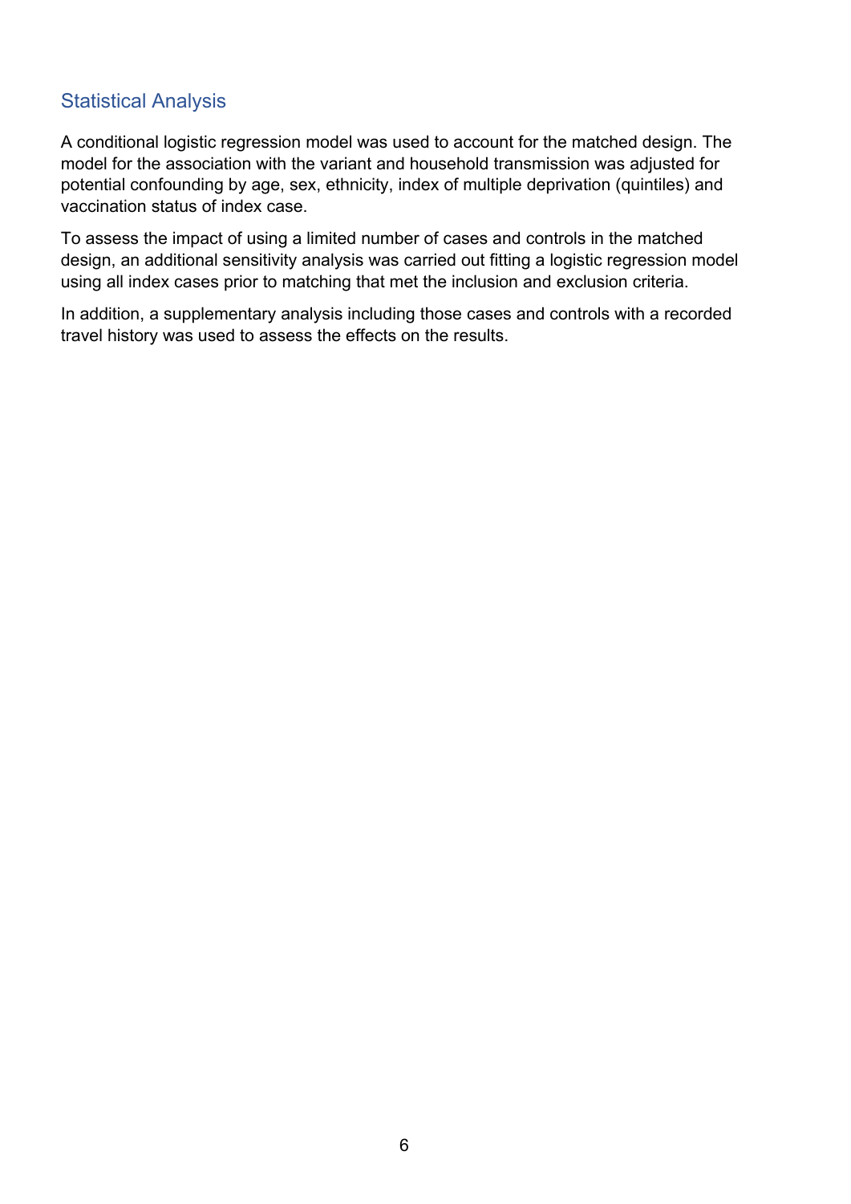## Statistical Analysis

A conditional logistic regression model was used to account for the matched design. The model for the association with the variant and household transmission was adjusted for potential confounding by age, sex, ethnicity, index of multiple deprivation (quintiles) and vaccination status of index case.

To assess the impact of using a limited number of cases and controls in the matched design, an additional sensitivity analysis was carried out fitting a logistic regression model using all index cases prior to matching that met the inclusion and exclusion criteria.

In addition, a supplementary analysis including those cases and controls with a recorded travel history was used to assess the effects on the results.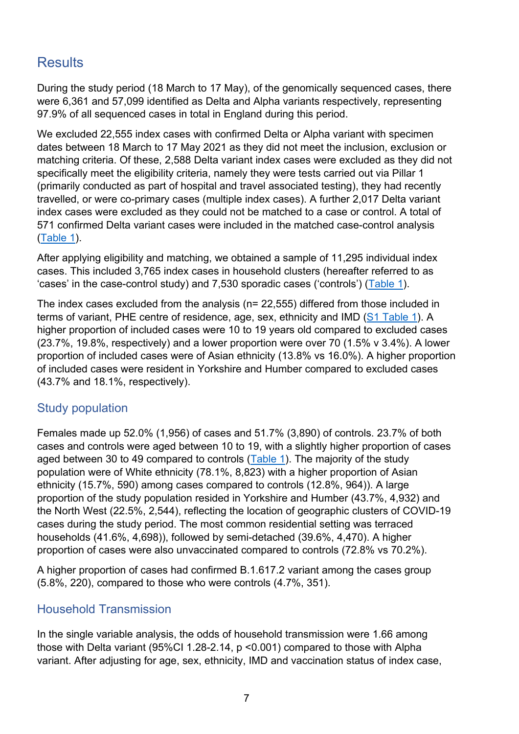## Results

During the study period (18 March to 17 May), of the genomically sequenced cases, there were 6,361 and 57,099 identified as Delta and Alpha variants respectively, representing 97.9% of all sequenced cases in total in England during this period.

We excluded 22,555 index cases with confirmed Delta or Alpha variant with specimen dates between 18 March to 17 May 2021 as they did not meet the inclusion, exclusion or matching criteria. Of these, 2,588 Delta variant index cases were excluded as they did not specifically meet the eligibility criteria, namely they were tests carried out via Pillar 1 (primarily conducted as part of hospital and travel associated testing), they had recently travelled, or were co-primary cases (multiple index cases). A further 2,017 Delta variant index cases were excluded as they could not be matched to a case or control. A total of 571 confirmed Delta variant cases were included in the matched case-control analysis (Table 1).

After applying eligibility and matching, we obtained a sample of 11,295 individual index cases. This included 3,765 index cases in household clusters (hereafter referred to as 'cases' in the case-control study) and 7,530 sporadic cases ('controls') (Table 1).

The index cases excluded from the analysis (n= 22,555) differed from those included in terms of variant, PHE centre of residence, age, sex, ethnicity and IMD (S1 Table 1). A higher proportion of included cases were 10 to 19 years old compared to excluded cases (23.7%, 19.8%, respectively) and a lower proportion were over 70 (1.5% v 3.4%). A lower proportion of included cases were of Asian ethnicity (13.8% vs 16.0%). A higher proportion of included cases were resident in Yorkshire and Humber compared to excluded cases (43.7% and 18.1%, respectively).

### Study population

Females made up 52.0% (1,956) of cases and 51.7% (3,890) of controls. 23.7% of both cases and controls were aged between 10 to 19, with a slightly higher proportion of cases aged between 30 to 49 compared to controls (Table 1). The majority of the study population were of White ethnicity (78.1%, 8,823) with a higher proportion of Asian ethnicity (15.7%, 590) among cases compared to controls (12.8%, 964)). A large proportion of the study population resided in Yorkshire and Humber (43.7%, 4,932) and the North West (22.5%, 2,544), reflecting the location of geographic clusters of COVID-19 cases during the study period. The most common residential setting was terraced households (41.6%, 4,698)), followed by semi-detached (39.6%, 4,470). A higher proportion of cases were also unvaccinated compared to controls (72.8% vs 70.2%).

A higher proportion of cases had confirmed B.1.617.2 variant among the cases group (5.8%, 220), compared to those who were controls (4.7%, 351).

### Household Transmission

In the single variable analysis, the odds of household transmission were 1.66 among those with Delta variant (95%CI 1.28-2.14, $p < 0.001$) compared to those with Alpha variant. After adjusting for age, sex, ethnicity, IMD and vaccination status of index case,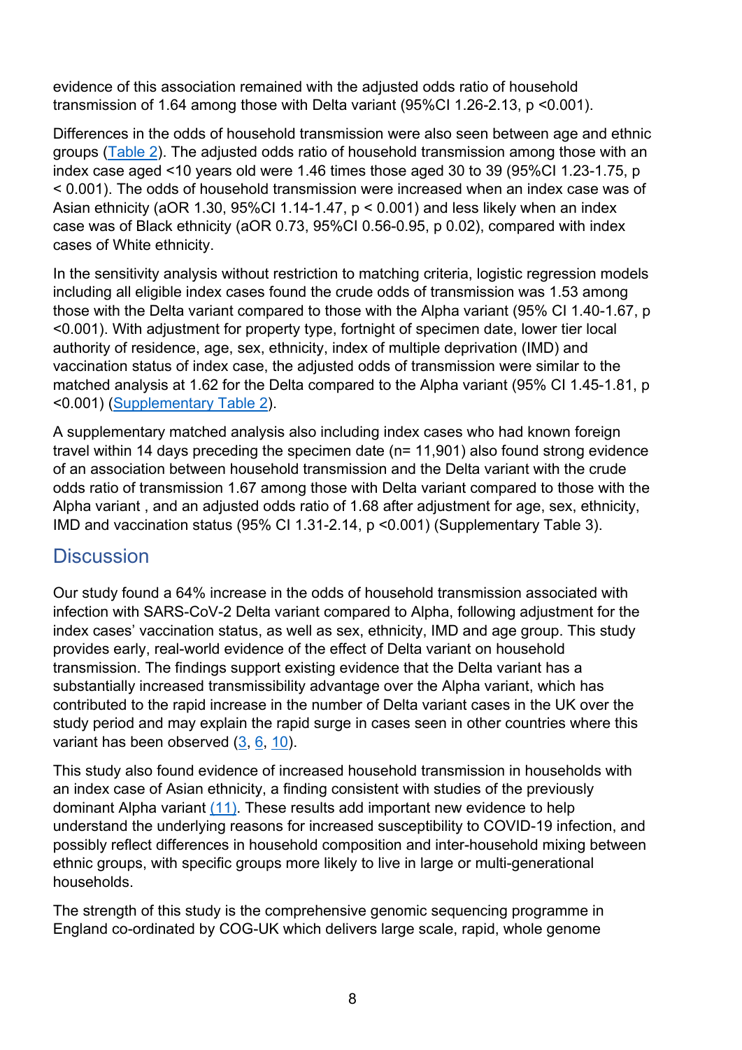evidence of this association remained with the adjusted odds ratio of household transmission of 1.64 among those with Delta variant (95%CI 1.26-2.13, $p < 0.001$).

Differences in the odds of household transmission were also seen between age and ethnic groups (Table 2). The adjusted odds ratio of household transmission among those with an index case aged <10 years old were 1.46 times those aged 30 to 39 (95%CI 1.23-1.75, $p < 0.001$). The odds of household transmission were increased when an index case was of Asian ethnicity (aOR 1.30, 95%CI 1.14-1.47, $p < 0.001$) and less likely when an index case was of Black ethnicity (aOR 0.73, 95%CI 0.56-0.95, p 0.02), compared with index cases of White ethnicity.

In the sensitivity analysis without restriction to matching criteria, logistic regression models including all eligible index cases found the crude odds of transmission was 1.53 among those with the Delta variant compared to those with the Alpha variant (95% CI 1.40-1.67, $p < 0.001$). With adjustment for property type, fortnight of specimen date, lower tier local authority of residence, age, sex, ethnicity, index of multiple deprivation (IMD) and vaccination status of index case, the adjusted odds of transmission were similar to the matched analysis at 1.62 for the Delta compared to the Alpha variant (95% CI 1.45-1.81, $p < 0.001$) (Supplementary Table 2).

A supplementary matched analysis also including index cases who had known foreign travel within 14 days preceding the specimen date (n= 11,901) also found strong evidence of an association between household transmission and the Delta variant with the crude odds ratio of transmission 1.67 among those with Delta variant compared to those with the Alpha variant , and an adjusted odds ratio of 1.68 after adjustment for age, sex, ethnicity, IMD and vaccination status (95% CI 1.31-2.14, $p < 0.001$) (Supplementary Table 3).

## Discussion

Our study found a 64% increase in the odds of household transmission associated with infection with SARS-CoV-2 Delta variant compared to Alpha, following adjustment for the index cases' vaccination status, as well as sex, ethnicity, IMD and age group. This study provides early, real-world evidence of the effect of Delta variant on household transmission. The findings support existing evidence that the Delta variant has a substantially increased transmissibility advantage over the Alpha variant, which has contributed to the rapid increase in the number of Delta variant cases in the UK over the study period and may explain the rapid surge in cases seen in other countries where this variant has been observed (3, 6, 10).

This study also found evidence of increased household transmission in households with an index case of Asian ethnicity, a finding consistent with studies of the previously dominant Alpha variant (11). These results add important new evidence to help understand the underlying reasons for increased susceptibility to COVID-19 infection, and possibly reflect differences in household composition and inter-household mixing between ethnic groups, with specific groups more likely to live in large or multi-generational households.

The strength of this study is the comprehensive genomic sequencing programme in England co-ordinated by COG-UK which delivers large scale, rapid, whole genome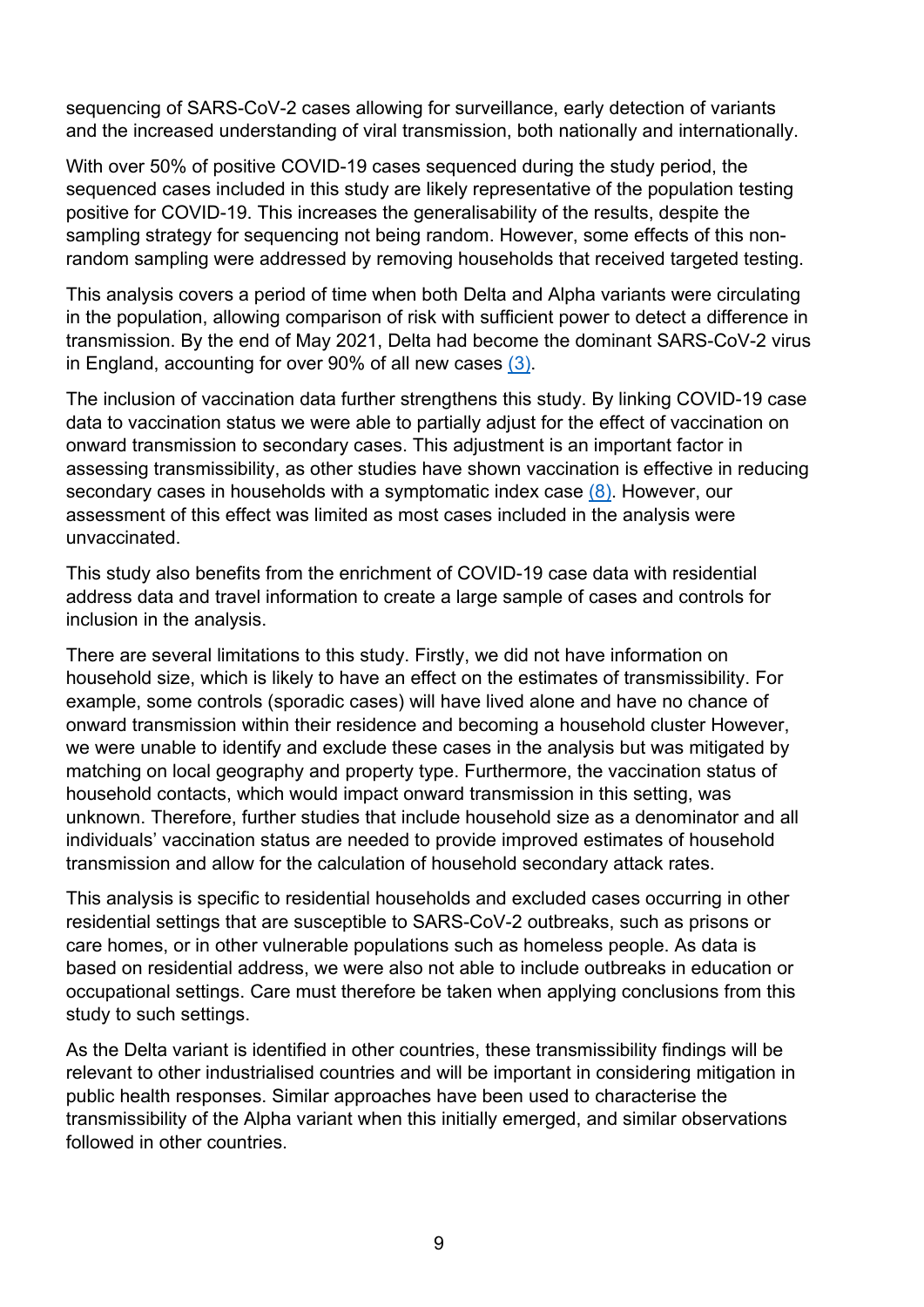sequencing of SARS-CoV-2 cases allowing for surveillance, early detection of variants and the increased understanding of viral transmission, both nationally and internationally.

With over 50% of positive COVID-19 cases sequenced during the study period, the sequenced cases included in this study are likely representative of the population testing positive for COVID-19. This increases the generalisability of the results, despite the sampling strategy for sequencing not being random. However, some effects of this non-random sampling were addressed by removing households that received targeted testing.

This analysis covers a period of time when both Delta and Alpha variants were circulating in the population, allowing comparison of risk with sufficient power to detect a difference in transmission. By the end of May 2021, Delta had become the dominant SARS-CoV-2 virus in England, accounting for over 90% of all new cases (3).

The inclusion of vaccination data further strengthens this study. By linking COVID-19 case data to vaccination status we were able to partially adjust for the effect of vaccination on onward transmission to secondary cases. This adjustment is an important factor in assessing transmissibility, as other studies have shown vaccination is effective in reducing secondary cases in households with a symptomatic index case (8). However, our assessment of this effect was limited as most cases included in the analysis were unvaccinated.

This study also benefits from the enrichment of COVID-19 case data with residential address data and travel information to create a large sample of cases and controls for inclusion in the analysis.

There are several limitations to this study. Firstly, we did not have information on household size, which is likely to have an effect on the estimates of transmissibility. For example, some controls (sporadic cases) will have lived alone and have no chance of onward transmission within their residence and becoming a household cluster However, we were unable to identify and exclude these cases in the analysis but was mitigated by matching on local geography and property type. Furthermore, the vaccination status of household contacts, which would impact onward transmission in this setting, was unknown. Therefore, further studies that include household size as a denominator and all individuals' vaccination status are needed to provide improved estimates of household transmission and allow for the calculation of household secondary attack rates.

This analysis is specific to residential households and excluded cases occurring in other residential settings that are susceptible to SARS-CoV-2 outbreaks, such as prisons or care homes, or in other vulnerable populations such as homeless people. As data is based on residential address, we were also not able to include outbreaks in education or occupational settings. Care must therefore be taken when applying conclusions from this study to such settings.

As the Delta variant is identified in other countries, these transmissibility findings will be relevant to other industrialised countries and will be important in considering mitigation in public health responses. Similar approaches have been used to characterise the transmissibility of the Alpha variant when this initially emerged, and similar observations followed in other countries.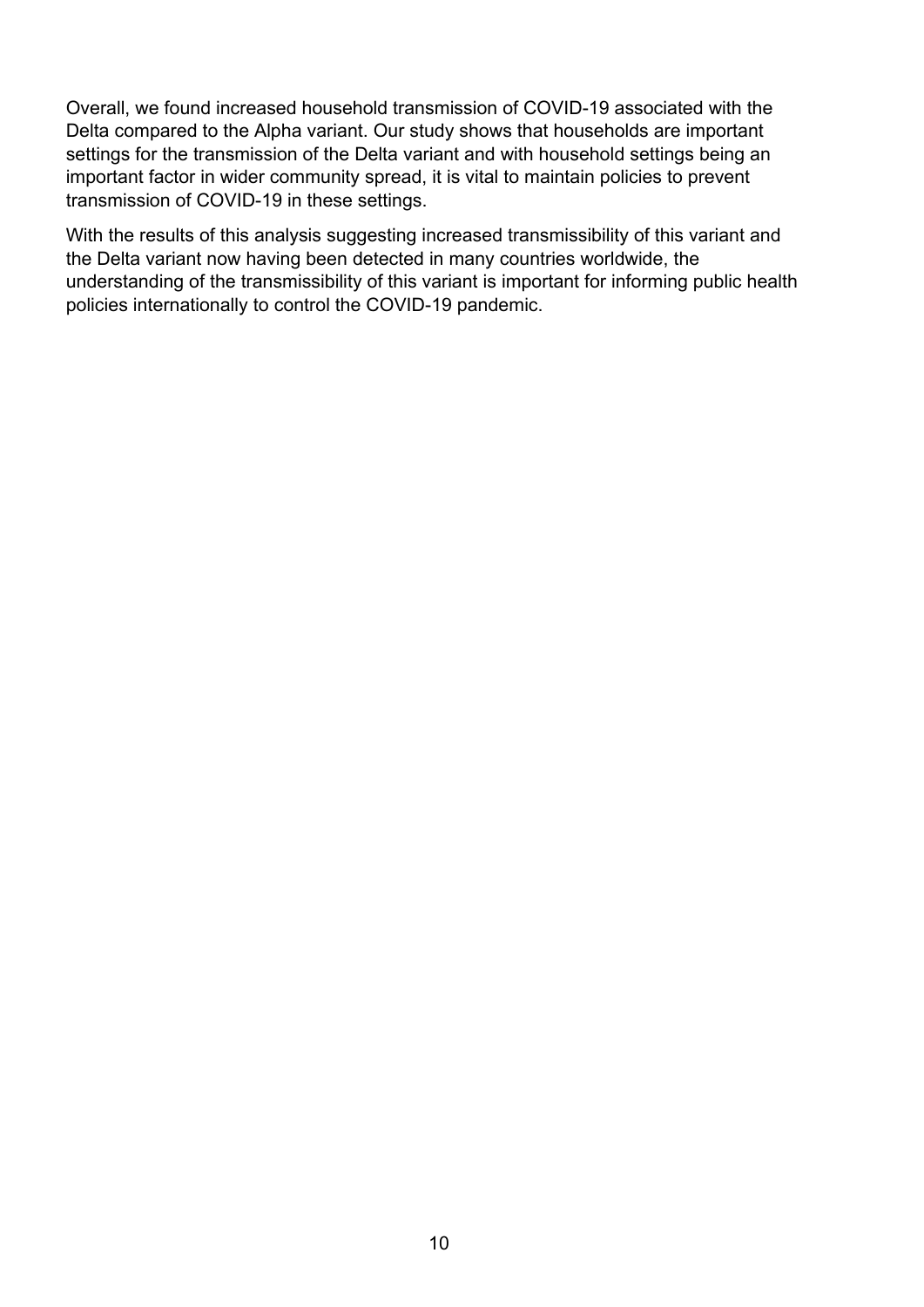Overall, we found increased household transmission of COVID-19 associated with the Delta compared to the Alpha variant. Our study shows that households are important settings for the transmission of the Delta variant and with household settings being an important factor in wider community spread, it is vital to maintain policies to prevent transmission of COVID-19 in these settings.

With the results of this analysis suggesting increased transmissibility of this variant and the Delta variant now having been detected in many countries worldwide, the understanding of the transmissibility of this variant is important for informing public health policies internationally to control the COVID-19 pandemic.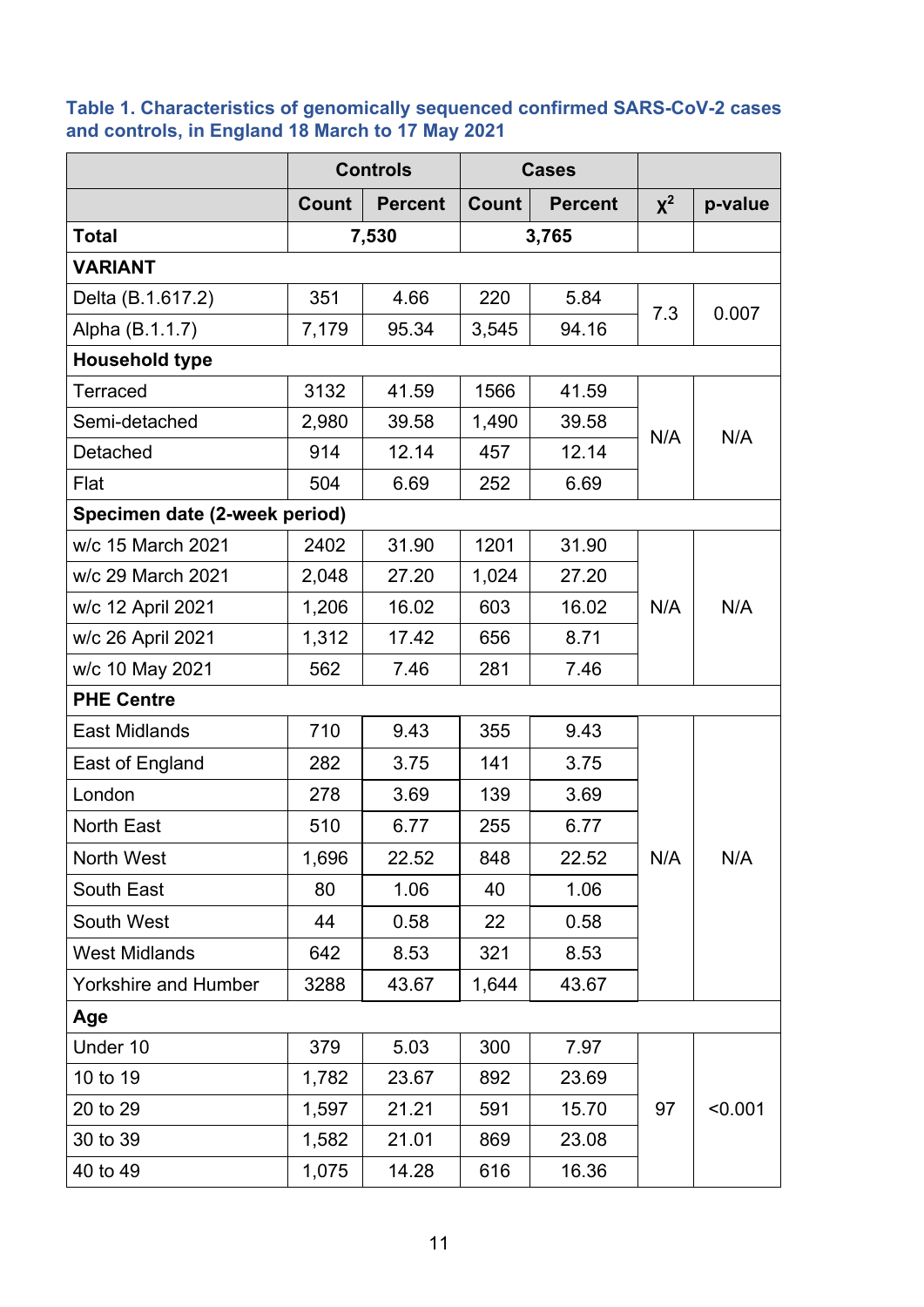**Table 1. Characteristics of genomically sequenced confirmed SARS-CoV-2 cases and controls, in England 18 March to 17 May 2021**

| | Controls | | Cases | | | |
|---|---|---|---|---|---|---|
| | Count | Percent | Count | Percent | $\chi^2$ | p-value |
| **Total** | 7,530 | | 3,765 | | | |
| **VARIANT** | | | | | | |
| Delta (B.1.617.2) | 351 | 4.66 | 220 | 5.84 | 7.3 | 0.007 |
| Alpha (B.1.1.7) | 7,179 | 95.34 | 3,545 | 94.16 | | |
| **Household type** | | | | | | |
| Terraced | 3132 | 41.59 | 1566 | 41.59 | N/A | N/A |
| Semi-detached | 2,980 | 39.58 | 1,490 | 39.58 | | |
| Detached | 914 | 12.14 | 457 | 12.14 | | |
| Flat | 504 | 6.69 | 252 | 6.69 | | |
| **Specimen date (2-week period)** | | | | | | |
| w/c 15 March 2021 | 2402 | 31.90 | 1201 | 31.90 | N/A | N/A |
| w/c 29 March 2021 | 2,048 | 27.20 | 1,024 | 27.20 | | |
| w/c 12 April 2021 | 1,206 | 16.02 | 603 | 16.02 | | |
| w/c 26 April 2021 | 1,312 | 17.42 | 656 | 8.71 | | |
| w/c 10 May 2021 | 562 | 7.46 | 281 | 7.46 | | |
| **PHE Centre** | | | | | | |
| East Midlands | 710 | 9.43 | 355 | 9.43 | N/A | N/A |
| East of England | 282 | 3.75 | 141 | 3.75 | | |
| London | 278 | 3.69 | 139 | 3.69 | | |
| North East | 510 | 6.77 | 255 | 6.77 | | |
| North West | 1,696 | 22.52 | 848 | 22.52 | | |
| South East | 80 | 1.06 | 40 | 1.06 | | |
| South West | 44 | 0.58 | 22 | 0.58 | | |
| West Midlands | 642 | 8.53 | 321 | 8.53 | | |
| Yorkshire and Humber | 3288 | 43.67 | 1,644 | 43.67 | | |
| **Age** | | | | | | |
| Under 10 | 379 | 5.03 | 300 | 7.97 | 97 | <0.001 |
| 10 to 19 | 1,782 | 23.67 | 892 | 23.69 | | |
| 20 to 29 | 1,597 | 21.21 | 591 | 15.70 | | |
| 30 to 39 | 1,582 | 21.01 | 869 | 23.08 | | |
| 40 to 49 | 1,075 | 14.28 | 616 | 16.36 | | |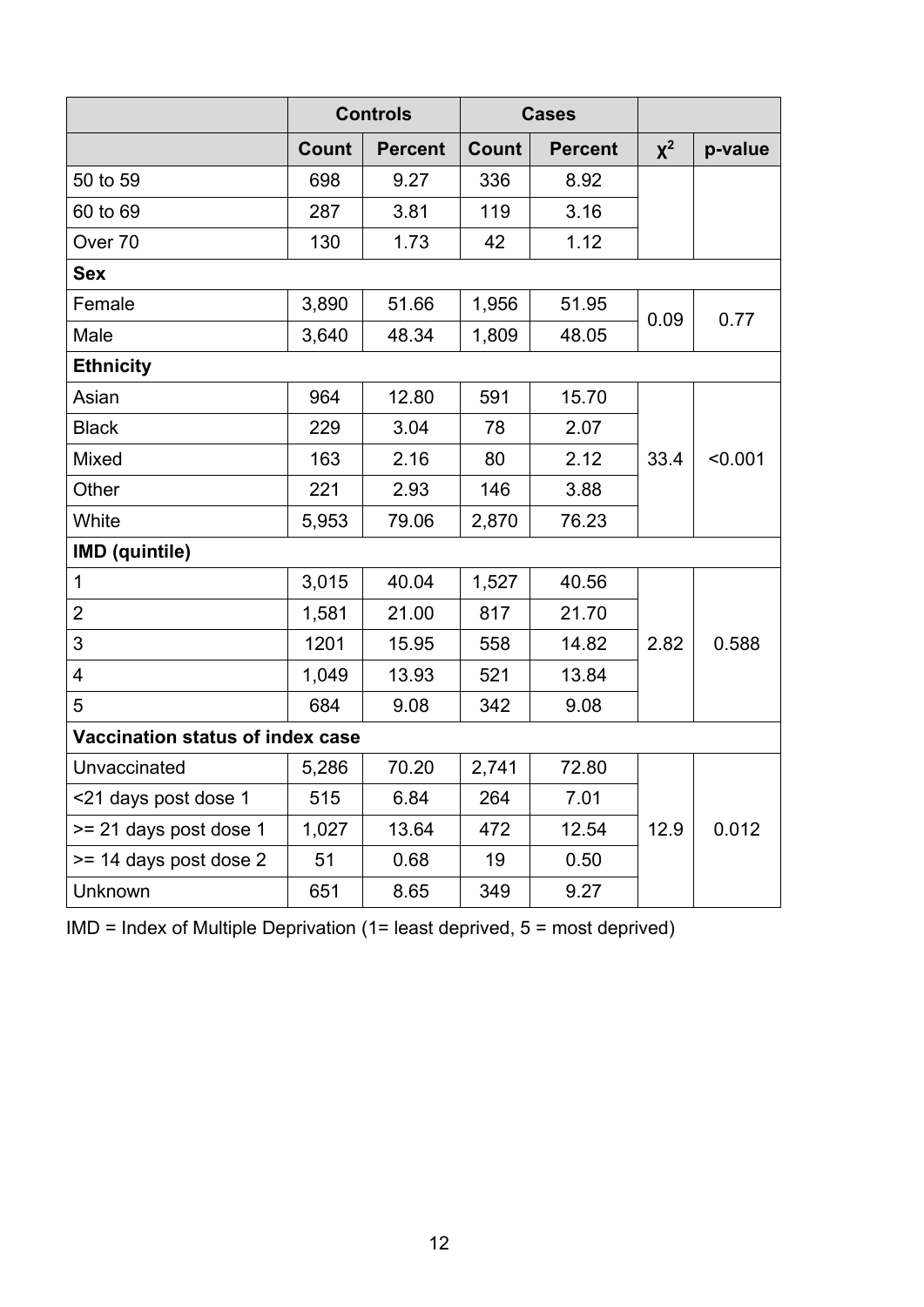| | Controls | | Cases | | | |
|---|---|---|---|---|---|---|
| | Count | Percent | Count | Percent | $\chi^2$ | p-value |
| 50 to 59 | 698 | 9.27 | 336 | 8.92 | | |
| 60 to 69 | 287 | 3.81 | 119 | 3.16 | | |
| Over 70 | 130 | 1.73 | 42 | 1.12 | | |
| **Sex** | | | | | | |
| Female | 3,890 | 51.66 | 1,956 | 51.95 | 0.09 | 0.77 |
| Male | 3,640 | 48.34 | 1,809 | 48.05 | | |
| **Ethnicity** | | | | | | |
| Asian | 964 | 12.80 | 591 | 15.70 | 33.4 | <0.001 |
| Black | 229 | 3.04 | 78 | 2.07 | | |
| Mixed | 163 | 2.16 | 80 | 2.12 | | |
| Other | 221 | 2.93 | 146 | 3.88 | | |
| White | 5,953 | 79.06 | 2,870 | 76.23 | | |
| **IMD (quintile)** | | | | | | |
| 1 | 3,015 | 40.04 | 1,527 | 40.56 | 2.82 | 0.588 |
| 2 | 1,581 | 21.00 | 817 | 21.70 | | |
| 3 | 1201 | 15.95 | 558 | 14.82 | | |
| 4 | 1,049 | 13.93 | 521 | 13.84 | | |
| 5 | 684 | 9.08 | 342 | 9.08 | | |
| **Vaccination status of index case** | | | | | | |
| Unvaccinated | 5,286 | 70.20 | 2,741 | 72.80 | 12.9 | 0.012 |
| <21 days post dose 1 | 515 | 6.84 | 264 | 7.01 | | |
| >= 21 days post dose 1 | 1,027 | 13.64 | 472 | 12.54 | | |
| >= 14 days post dose 2 | 51 | 0.68 | 19 | 0.50 | | |
| Unknown | 651 | 8.65 | 349 | 9.27 | | |

IMD = Index of Multiple Deprivation (1= least deprived, 5 = most deprived)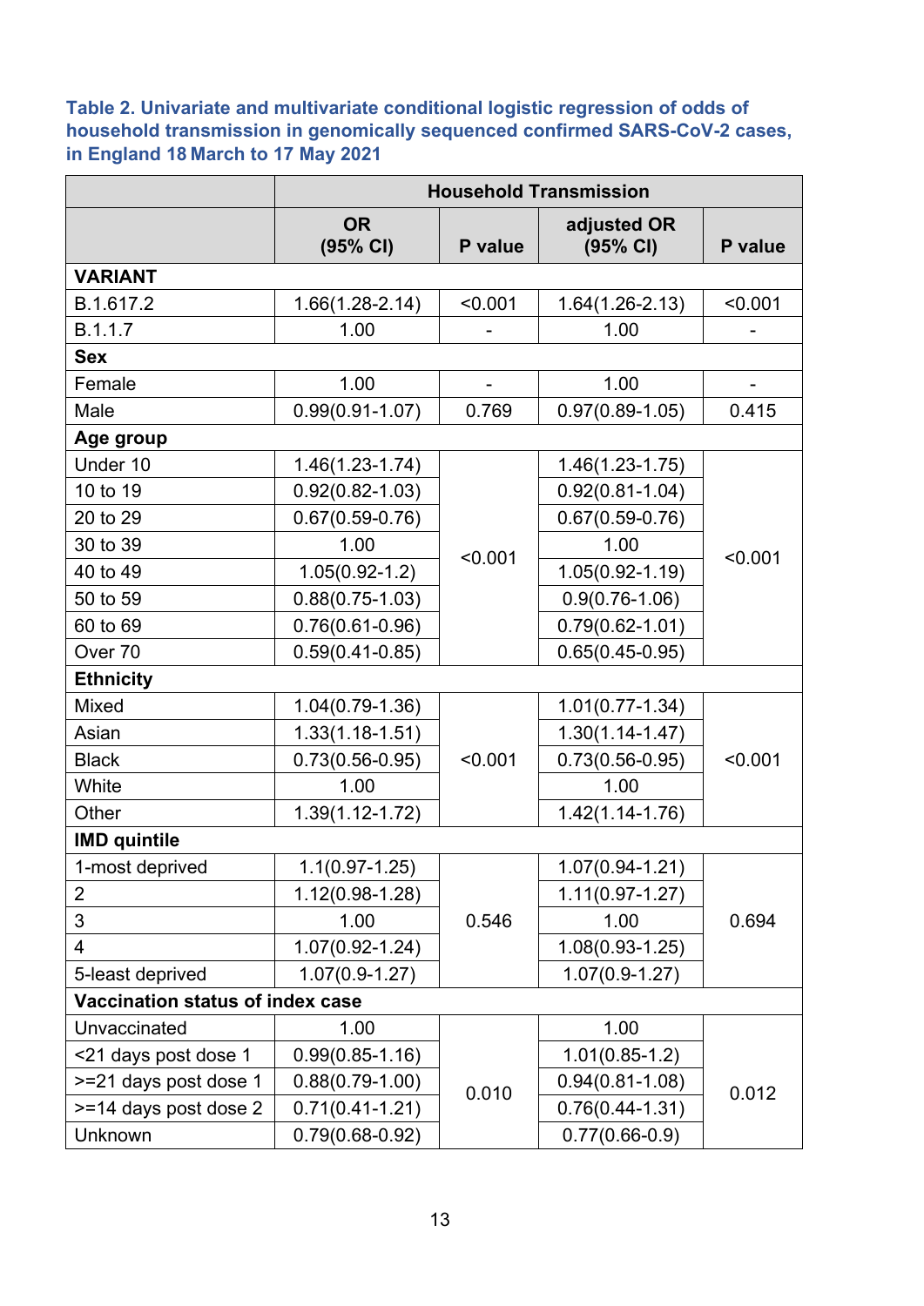**Table 2. Univariate and multivariate conditional logistic regression of odds of household transmission in genomically sequenced confirmed SARS-CoV-2 cases, in England 18 March to 17 May 2021**

| | Household Transmission | | | |
|---|---|---|---|---|
| | OR (95% CI) | P value | adjusted OR (95% CI) | P value |
| **VARIANT** | | | | |
| B.1.617.2 | 1.66(1.28-2.14) | <0.001 | 1.64(1.26-2.13) | <0.001 |
| B.1.1.7 | 1.00 | - | 1.00 | - |
| **Sex** | | | | |
| Female | 1.00 | - | 1.00 | - |
| Male | 0.99(0.91-1.07) | 0.769 | 0.97(0.89-1.05) | 0.415 |
| **Age group** | | | | |
| Under 10 | 1.46(1.23-1.74) | <0.001 | 1.46(1.23-1.75) | <0.001 |
| 10 to 19 | 0.92(0.82-1.03) | | 0.92(0.81-1.04) | |
| 20 to 29 | 0.67(0.59-0.76) | | 0.67(0.59-0.76) | |
| 30 to 39 | 1.00 | | 1.00 | |
| 40 to 49 | 1.05(0.92-1.2) | | 1.05(0.92-1.19) | |
| 50 to 59 | 0.88(0.75-1.03) | | 0.9(0.76-1.06) | |
| 60 to 69 | 0.76(0.61-0.96) | | 0.79(0.62-1.01) | |
| Over 70 | 0.59(0.41-0.85) | | 0.65(0.45-0.95) | |
| **Ethnicity** | | | | |
| Mixed | 1.04(0.79-1.36) | <0.001 | 1.01(0.77-1.34) | <0.001 |
| Asian | 1.33(1.18-1.51) | | 1.30(1.14-1.47) | |
| Black | 0.73(0.56-0.95) | | 0.73(0.56-0.95) | |
| White | 1.00 | | 1.00 | |
| Other | 1.39(1.12-1.72) | | 1.42(1.14-1.76) | |
| **IMD quintile** | | | | |
| 1-most deprived | 1.1(0.97-1.25) | 0.546 | 1.07(0.94-1.21) | 0.694 |
| 2 | 1.12(0.98-1.28) | | 1.11(0.97-1.27) | |
| 3 | 1.00 | | 1.00 | |
| 4 | 1.07(0.92-1.24) | | 1.08(0.93-1.25) | |
| 5-least deprived | 1.07(0.9-1.27) | | 1.07(0.9-1.27) | |
| **Vaccination status of index case** | | | | |
| Unvaccinated | 1.00 | 0.010 | 1.00 | 0.012 |
| <21 days post dose 1 | 0.99(0.85-1.16) | | 1.01(0.85-1.2) | |
| >=21 days post dose 1 | 0.88(0.79-1.00) | | 0.94(0.81-1.08) | |
| >=14 days post dose 2 | 0.71(0.41-1.21) | | 0.76(0.44-1.31) | |
| Unknown | 0.79(0.68-0.92) | | 0.77(0.66-0.9) | |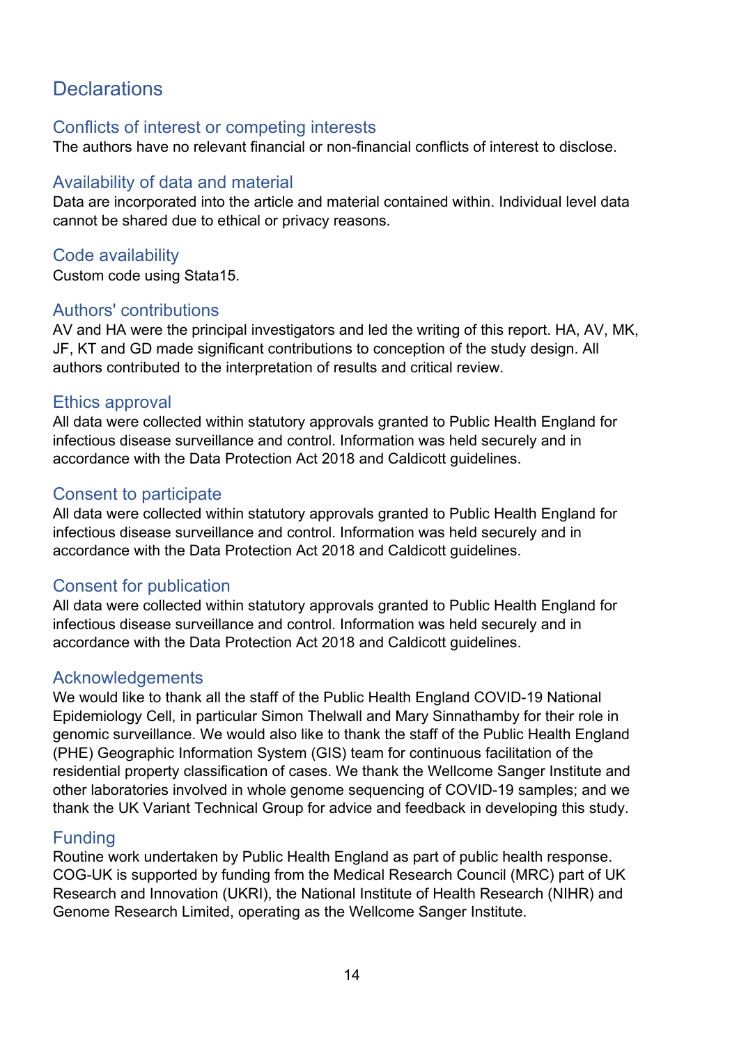# Declarations

## Conflicts of interest or competing interests

The authors have no relevant financial or non-financial conflicts of interest to disclose.

## Availability of data and material

Data are incorporated into the article and material contained within. Individual level data cannot be shared due to ethical or privacy reasons.

## Code availability

Custom code using Stata15.

## Authors' contributions

AV and HA were the principal investigators and led the writing of this report. HA, AV, MK, JF, KT and GD made significant contributions to conception of the study design. All authors contributed to the interpretation of results and critical review.

## Ethics approval

All data were collected within statutory approvals granted to Public Health England for infectious disease surveillance and control. Information was held securely and in accordance with the Data Protection Act 2018 and Caldicott guidelines.

## Consent to participate

All data were collected within statutory approvals granted to Public Health England for infectious disease surveillance and control. Information was held securely and in accordance with the Data Protection Act 2018 and Caldicott guidelines.

## Consent for publication

All data were collected within statutory approvals granted to Public Health England for infectious disease surveillance and control. Information was held securely and in accordance with the Data Protection Act 2018 and Caldicott guidelines.

## Acknowledgements

We would like to thank all the staff of the Public Health England COVID-19 National Epidemiology Cell, in particular Simon Thelwall and Mary Sinnathamby for their role in genomic surveillance. We would also like to thank the staff of the Public Health England (PHE) Geographic Information System (GIS) team for continuous facilitation of the residential property classification of cases. We thank the Wellcome Sanger Institute and other laboratories involved in whole genome sequencing of COVID-19 samples; and we thank the UK Variant Technical Group for advice and feedback in developing this study.

## Funding

Routine work undertaken by Public Health England as part of public health response. COG-UK is supported by funding from the Medical Research Council (MRC) part of UK Research and Innovation (UKRI), the National Institute of Health Research (NIHR) and Genome Research Limited, operating as the Wellcome Sanger Institute.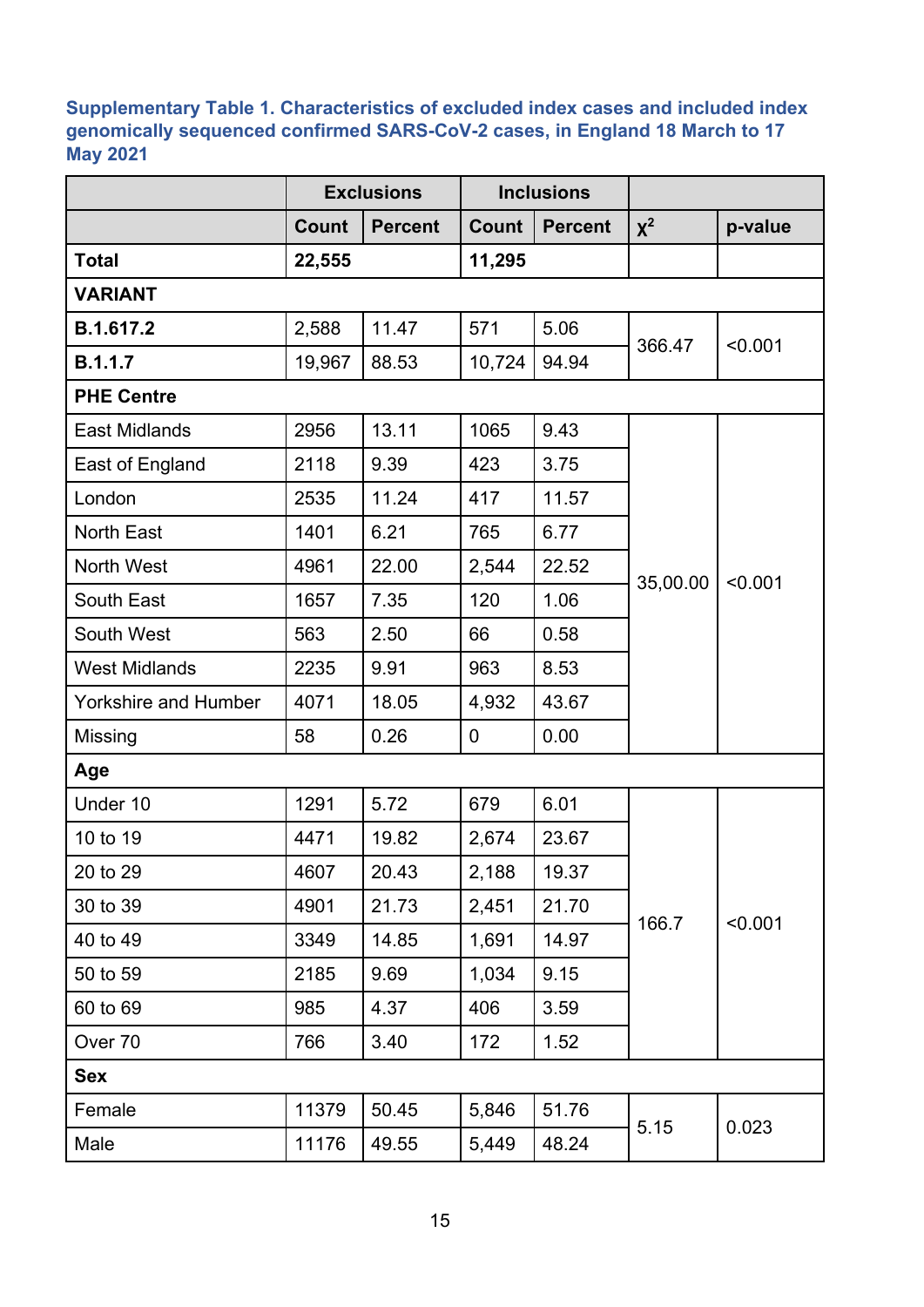**Supplementary Table 1. Characteristics of excluded index cases and included index genomically sequenced confirmed SARS-CoV-2 cases, in England 18 March to 17 May 2021**

| | Exclusions | | Inclusions | | | |
|---|---|---|---|---|---|---|
| | Count | Percent | Count | Percent | $\chi^2$ | p-value |
| **Total** | **22,555** | | **11,295** | | | |
| **VARIANT** | | | | | | |
| **B.1.617.2** | 2,588 | 11.47 | 571 | 5.06 | 366.47 | <0.001 |
| **B.1.1.7** | 19,967 | 88.53 | 10,724 | 94.94 | | |
| **PHE Centre** | | | | | | |
| East Midlands | 2956 | 13.11 | 1065 | 9.43 | 35,00.00 | <0.001 |
| East of England | 2118 | 9.39 | 423 | 3.75 | | |
| London | 2535 | 11.24 | 417 | 11.57 | | |
| North East | 1401 | 6.21 | 765 | 6.77 | | |
| North West | 4961 | 22.00 | 2,544 | 22.52 | | |
| South East | 1657 | 7.35 | 120 | 1.06 | | |
| South West | 563 | 2.50 | 66 | 0.58 | | |
| West Midlands | 2235 | 9.91 | 963 | 8.53 | | |
| Yorkshire and Humber | 4071 | 18.05 | 4,932 | 43.67 | | |
| Missing | 58 | 0.26 | 0 | 0.00 | | |
| **Age** | | | | | | |
| Under 10 | 1291 | 5.72 | 679 | 6.01 | 166.7 | <0.001 |
| 10 to 19 | 4471 | 19.82 | 2,674 | 23.67 | | |
| 20 to 29 | 4607 | 20.43 | 2,188 | 19.37 | | |
| 30 to 39 | 4901 | 21.73 | 2,451 | 21.70 | | |
| 40 to 49 | 3349 | 14.85 | 1,691 | 14.97 | | |
| 50 to 59 | 2185 | 9.69 | 1,034 | 9.15 | | |
| 60 to 69 | 985 | 4.37 | 406 | 3.59 | | |
| Over 70 | 766 | 3.40 | 172 | 1.52 | | |
| **Sex** | | | | | | |
| Female | 11379 | 50.45 | 5,846 | 51.76 | 5.15 | 0.023 |
| Male | 11176 | 49.55 | 5,449 | 48.24 | | |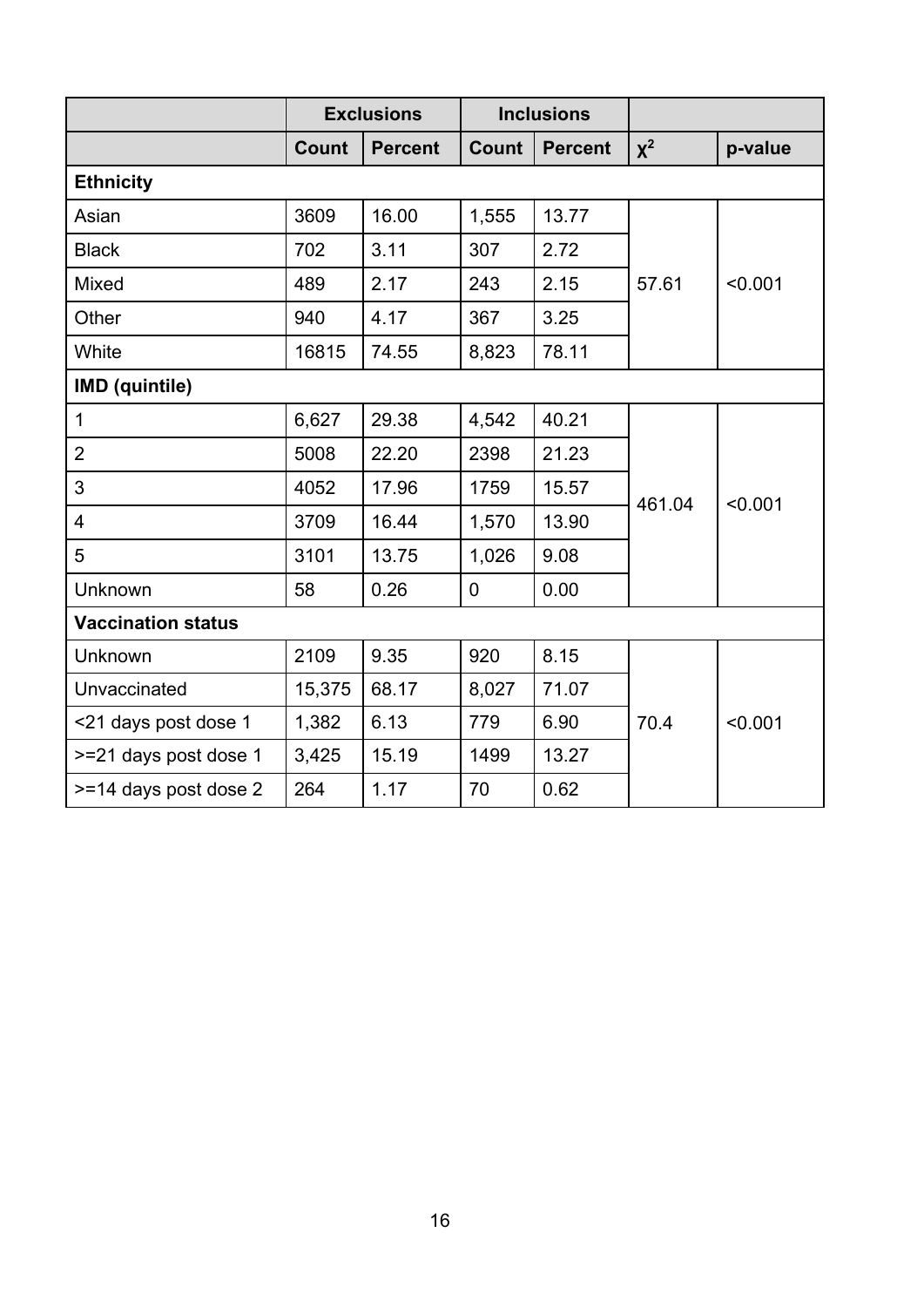| | Exclusions | | Inclusions | | | |
|---|---|---|---|---|---|---|
| | Count | Percent | Count | Percent | $\chi^2$ | p-value |
| **Ethnicity** | | | | | | |
| Asian | 3609 | 16.00 | 1,555 | 13.77 | 57.61 | <0.001 |
| Black | 702 | 3.11 | 307 | 2.72 | | |
| Mixed | 489 | 2.17 | 243 | 2.15 | | |
| Other | 940 | 4.17 | 367 | 3.25 | | |
| White | 16815 | 74.55 | 8,823 | 78.11 | | |
| **IMD (quintile)** | | | | | | |
| 1 | 6,627 | 29.38 | 4,542 | 40.21 | 461.04 | <0.001 |
| 2 | 5008 | 22.20 | 2398 | 21.23 | | |
| 3 | 4052 | 17.96 | 1759 | 15.57 | | |
| 4 | 3709 | 16.44 | 1,570 | 13.90 | | |
| 5 | 3101 | 13.75 | 1,026 | 9.08 | | |
| Unknown | 58 | 0.26 | 0 | 0.00 | | |
| **Vaccination status** | | | | | | |
| Unknown | 2109 | 9.35 | 920 | 8.15 | 70.4 | <0.001 |
| Unvaccinated | 15,375 | 68.17 | 8,027 | 71.07 | | |
| <21 days post dose 1 | 1,382 | 6.13 | 779 | 6.90 | | |
| >=21 days post dose 1 | 3,425 | 15.19 | 1499 | 13.27 | | |
| >=14 days post dose 2 | 264 | 1.17 | 70 | 0.62 | | |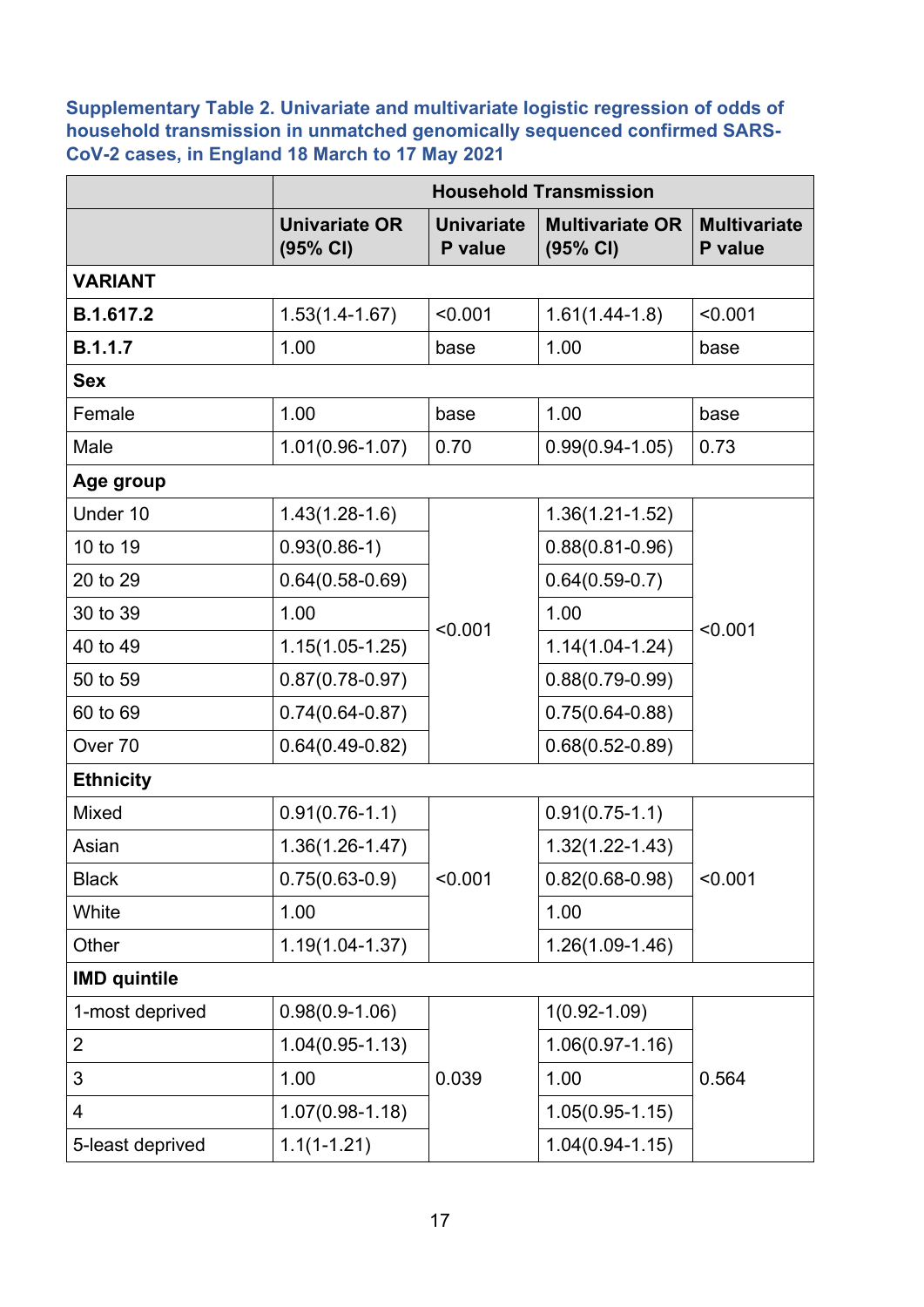**Supplementary Table 2. Univariate and multivariate logistic regression of odds of household transmission in unmatched genomically sequenced confirmed SARS-CoV-2 cases, in England 18 March to 17 May 2021**

| | Household Transmission | | | |
|---|---|---|---|---|
| | Univariate OR (95% CI) | Univariate P value | Multivariate OR (95% CI) | Multivariate P value |
| **VARIANT** | | | | |
| **B.1.617.2** | 1.53(1.4-1.67) | <0.001 | 1.61(1.44-1.8) | <0.001 |
| **B.1.1.7** | 1.00 | base | 1.00 | base |
| **Sex** | | | | |
| Female | 1.00 | base | 1.00 | base |
| Male | 1.01(0.96-1.07) | 0.70 | 0.99(0.94-1.05) | 0.73 |
| **Age group** | | | | |
| Under 10 | 1.43(1.28-1.6) | <0.001 | 1.36(1.21-1.52) | <0.001 |
| 10 to 19 | 0.93(0.86-1) | | 0.88(0.81-0.96) | |
| 20 to 29 | 0.64(0.58-0.69) | | 0.64(0.59-0.7) | |
| 30 to 39 | 1.00 | | 1.00 | |
| 40 to 49 | 1.15(1.05-1.25) | | 1.14(1.04-1.24) | |
| 50 to 59 | 0.87(0.78-0.97) | | 0.88(0.79-0.99) | |
| 60 to 69 | 0.74(0.64-0.87) | | 0.75(0.64-0.88) | |
| Over 70 | 0.64(0.49-0.82) | | 0.68(0.52-0.89) | |
| **Ethnicity** | | | | |
| Mixed | 0.91(0.76-1.1) | <0.001 | 0.91(0.75-1.1) | <0.001 |
| Asian | 1.36(1.26-1.47) | | 1.32(1.22-1.43) | |
| Black | 0.75(0.63-0.9) | | 0.82(0.68-0.98) | |
| White | 1.00 | | 1.00 | |
| Other | 1.19(1.04-1.37) | | 1.26(1.09-1.46) | |
| **IMD quintile** | | | | |
| 1-most deprived | 0.98(0.9-1.06) | 0.039 | 1(0.92-1.09) | 0.564 |
| 2 | 1.04(0.95-1.13) | | 1.06(0.97-1.16) | |
| 3 | 1.00 | | 1.00 | |
| 4 | 1.07(0.98-1.18) | | 1.05(0.95-1.15) | |
| 5-least deprived | 1.1(1-1.21) | | 1.04(0.94-1.15) | |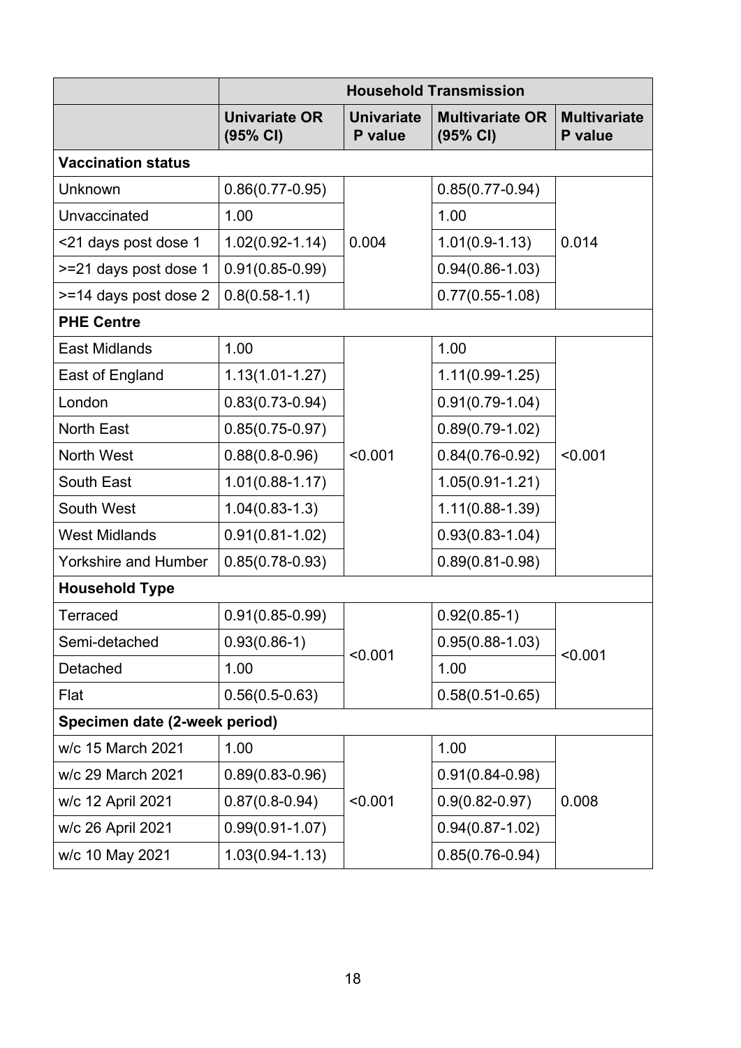| | Household Transmission | | | |
|---|---|---|---|---|
| | **Univariate OR (95% CI)** | **Univariate P value** | **Multivariate OR (95% CI)** | **Multivariate P value** |
| **Vaccination status** | | | | |
| Unknown | 0.86(0.77-0.95) | 0.004 | 0.85(0.77-0.94) | 0.014 |
| Unvaccinated | 1.00 | | 1.00 | |
| <21 days post dose 1 | 1.02(0.92-1.14) | | 1.01(0.9-1.13) | |
| >=21 days post dose 1 | 0.91(0.85-0.99) | | 0.94(0.86-1.03) | |
| >=14 days post dose 2 | 0.8(0.58-1.1) | | 0.77(0.55-1.08) | |
| **PHE Centre** | | | | |
| East Midlands | 1.00 | <0.001 | 1.00 | <0.001 |
| East of England | 1.13(1.01-1.27) | | 1.11(0.99-1.25) | |
| London | 0.83(0.73-0.94) | | 0.91(0.79-1.04) | |
| North East | 0.85(0.75-0.97) | | 0.89(0.79-1.02) | |
| North West | 0.88(0.8-0.96) | | 0.84(0.76-0.92) | |
| South East | 1.01(0.88-1.17) | | 1.05(0.91-1.21) | |
| South West | 1.04(0.83-1.3) | | 1.11(0.88-1.39) | |
| West Midlands | 0.91(0.81-1.02) | | 0.93(0.83-1.04) | |
| Yorkshire and Humber | 0.85(0.78-0.93) | | 0.89(0.81-0.98) | |
| **Household Type** | | | | |
| Terraced | 0.91(0.85-0.99) | <0.001 | 0.92(0.85-1) | <0.001 |
| Semi-detached | 0.93(0.86-1) | | 0.95(0.88-1.03) | |
| Detached | 1.00 | | 1.00 | |
| Flat | 0.56(0.5-0.63) | | 0.58(0.51-0.65) | |
| **Specimen date (2-week period)** | | | | |
| w/c 15 March 2021 | 1.00 | <0.001 | 1.00 | 0.008 |
| w/c 29 March 2021 | 0.89(0.83-0.96) | | 0.91(0.84-0.98) | |
| w/c 12 April 2021 | 0.87(0.8-0.94) | | 0.9(0.82-0.97) | |
| w/c 26 April 2021 | 0.99(0.91-1.07) | | 0.94(0.87-1.02) | |
| w/c 10 May 2021 | 1.03(0.94-1.13) | | 0.85(0.76-0.94) | |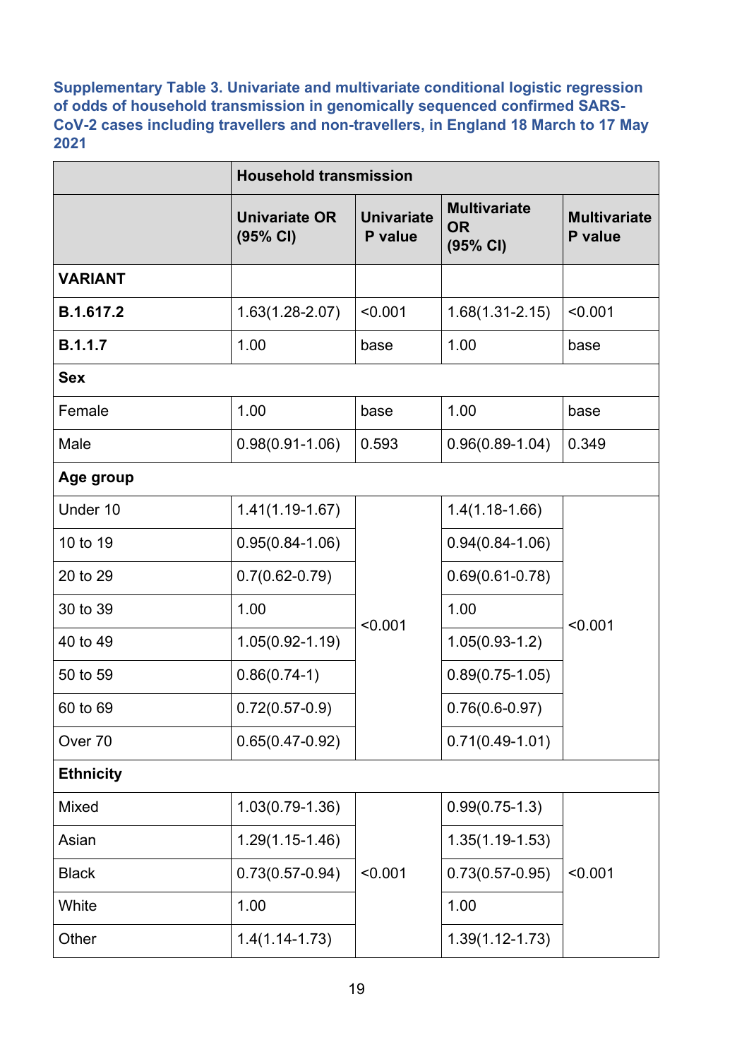**Supplementary Table 3. Univariate and multivariate conditional logistic regression of odds of household transmission in genomically sequenced confirmed SARS-CoV-2 cases including travellers and non-travellers, in England 18 March to 17 May 2021**

| | Household transmission | | | |
|---|---|---|---|---|
| | **Univariate OR (95% CI)** | **Univariate P value** | **Multivariate OR (95% CI)** | **Multivariate P value** |
| **VARIANT** | | | | |
| **B.1.617.2** | 1.63(1.28-2.07) | <0.001 | 1.68(1.31-2.15) | <0.001 |
| **B.1.1.7** | 1.00 | base | 1.00 | base |
| **Sex** | | | | |
| Female | 1.00 | base | 1.00 | base |
| Male | 0.98(0.91-1.06) | 0.593 | 0.96(0.89-1.04) | 0.349 |
| **Age group** | | | | |
| Under 10 | 1.41(1.19-1.67) | <0.001 | 1.4(1.18-1.66) | <0.001 |
| 10 to 19 | 0.95(0.84-1.06) | | 0.94(0.84-1.06) | |
| 20 to 29 | 0.7(0.62-0.79) | | 0.69(0.61-0.78) | |
| 30 to 39 | 1.00 | | 1.00 | |
| 40 to 49 | 1.05(0.92-1.19) | | 1.05(0.93-1.2) | |
| 50 to 59 | 0.86(0.74-1) | | 0.89(0.75-1.05) | |
| 60 to 69 | 0.72(0.57-0.9) | | 0.76(0.6-0.97) | |
| Over 70 | 0.65(0.47-0.92) | | 0.71(0.49-1.01) | |
| **Ethnicity** | | | | |
| Mixed | 1.03(0.79-1.36) | <0.001 | 0.99(0.75-1.3) | <0.001 |
| Asian | 1.29(1.15-1.46) | | 1.35(1.19-1.53) | |
| Black | 0.73(0.57-0.94) | | 0.73(0.57-0.95) | |
| White | 1.00 | | 1.00 | |
| Other | 1.4(1.14-1.73) | | 1.39(1.12-1.73) | |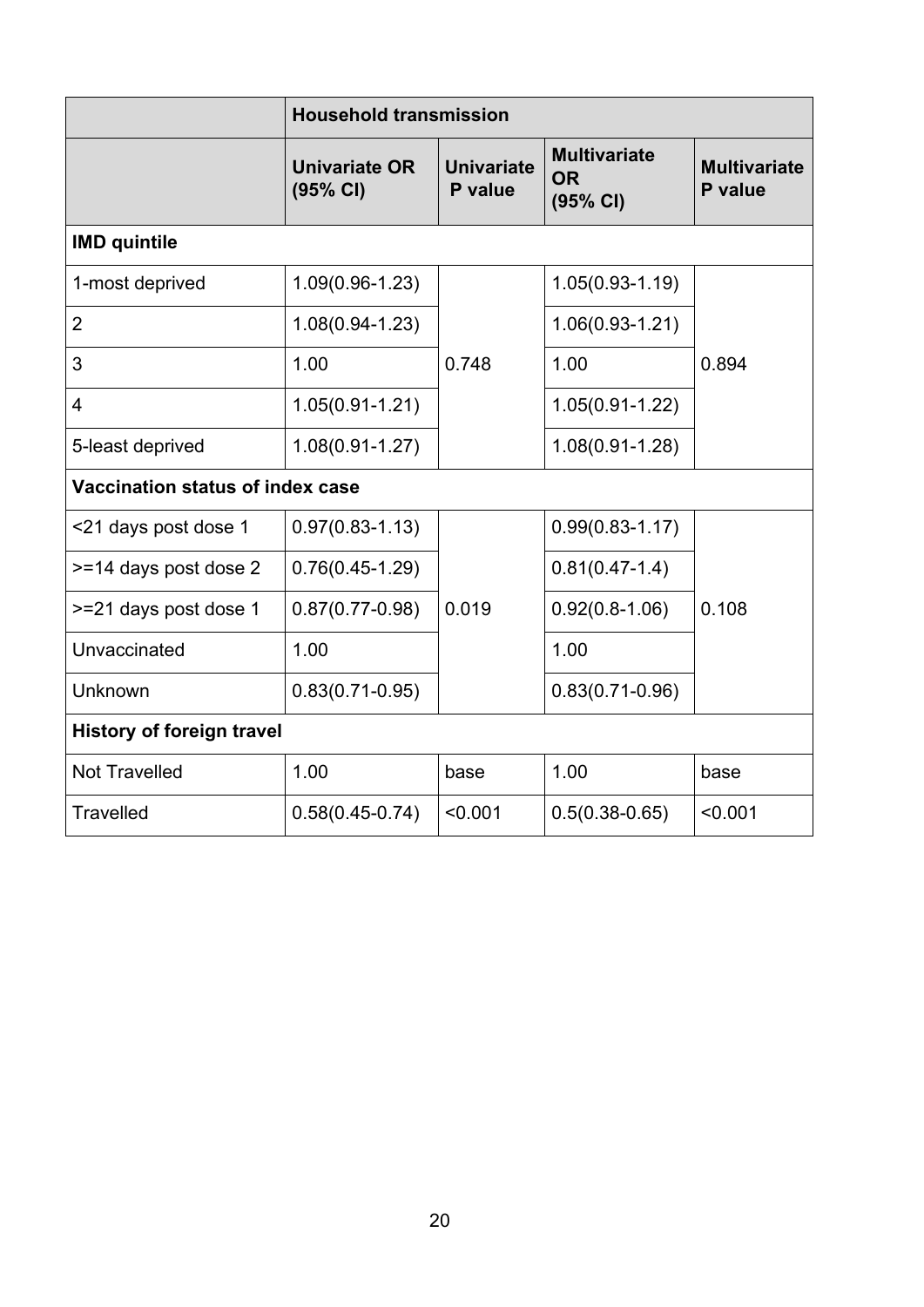| | Household transmission | | | |
|---|---|---|---|---|
| | **Univariate OR (95% CI)** | **Univariate P value** | **Multivariate OR (95% CI)** | **Multivariate P value** |
| **IMD quintile** | | | | |
| 1-most deprived | 1.09(0.96-1.23) | 0.748 | 1.05(0.93-1.19) | 0.894 |
| 2 | 1.08(0.94-1.23) | | 1.06(0.93-1.21) | |
| 3 | 1.00 | | 1.00 | |
| 4 | 1.05(0.91-1.21) | | 1.05(0.91-1.22) | |
| 5-least deprived | 1.08(0.91-1.27) | | 1.08(0.91-1.28) | |
| **Vaccination status of index case** | | | | |
| <21 days post dose 1 | 0.97(0.83-1.13) | 0.019 | 0.99(0.83-1.17) | 0.108 |
| >=14 days post dose 2 | 0.76(0.45-1.29) | | 0.81(0.47-1.4) | |
| >=21 days post dose 1 | 0.87(0.77-0.98) | | 0.92(0.8-1.06) | |
| Unvaccinated | 1.00 | | 1.00 | |
| Unknown | 0.83(0.71-0.95) | | 0.83(0.71-0.96) | |
| **History of foreign travel** | | | | |
| Not Travelled | 1.00 | base | 1.00 | base |
| Travelled | 0.58(0.45-0.74) | <0.001 | 0.5(0.38-0.65) | <0.001 |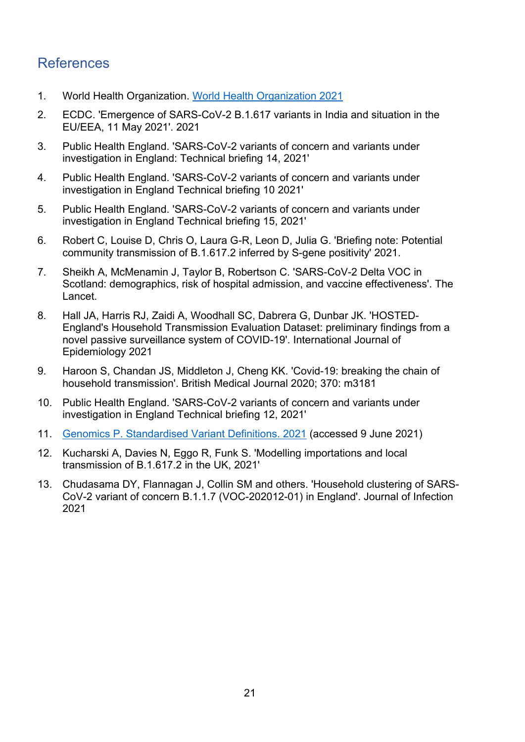## References

1. World Health Organization. World Health Organization 2021
2. ECDC. 'Emergence of SARS-CoV-2 B.1.617 variants in India and situation in the EU/EEA, 11 May 2021'. 2021
3. Public Health England. 'SARS-CoV-2 variants of concern and variants under investigation in England: Technical briefing 14, 2021'
4. Public Health England. 'SARS-CoV-2 variants of concern and variants under investigation in England Technical briefing 10 2021'
5. Public Health England. 'SARS-CoV-2 variants of concern and variants under investigation in England Technical briefing 15, 2021'
6. Robert C, Louise D, Chris O, Laura G-R, Leon D, Julia G. 'Briefing note: Potential community transmission of B.1.617.2 inferred by S-gene positivity' 2021.
7. Sheikh A, McMenamin J, Taylor B, Robertson C. 'SARS-CoV-2 Delta VOC in Scotland: demographics, risk of hospital admission, and vaccine effectiveness'. The Lancet.
8. Hall JA, Harris RJ, Zaidi A, Woodhall SC, Dabrera G, Dunbar JK. 'HOSTED-England's Household Transmission Evaluation Dataset: preliminary findings from a novel passive surveillance system of COVID-19'. International Journal of Epidemiology 2021
9. Haroon S, Chandan JS, Middleton J, Cheng KK. 'Covid-19: breaking the chain of household transmission'. British Medical Journal 2020; 370: m3181
10. Public Health England. 'SARS-CoV-2 variants of concern and variants under investigation in England Technical briefing 12, 2021'
11. Genomics P. Standardised Variant Definitions. 2021 (accessed 9 June 2021)
12. Kucharski A, Davies N, Eggo R, Funk S. 'Modelling importations and local transmission of B.1.617.2 in the UK, 2021'
13. Chudasama DY, Flannagan J, Collin SM and others. 'Household clustering of SARS-CoV-2 variant of concern B.1.1.7 (VOC-202012-01) in England'. Journal of Infection 2021